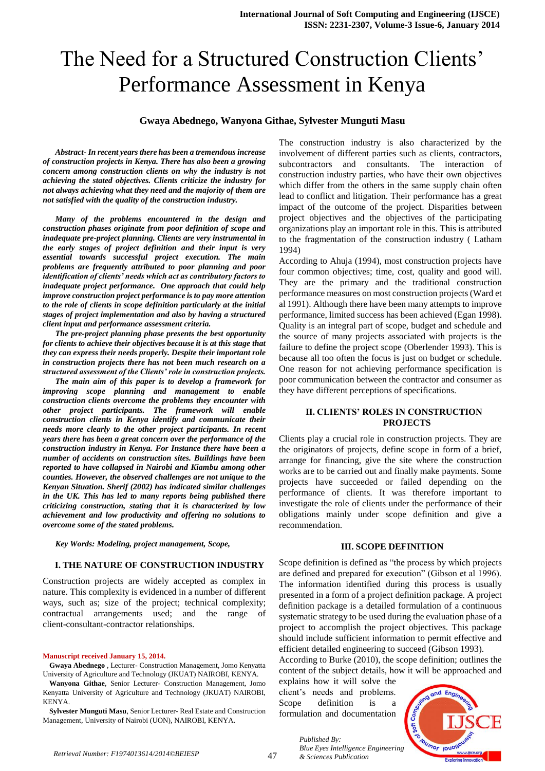# The Need for a Structured Construction Clients' Performance Assessment in Kenya

**Gwaya Abednego, Wanyona Githae, Sylvester Munguti Masu**

***Abstract- In recent years there has been a tremendous increase of construction projects in Kenya. There has also been a growing concern among construction clients on why the industry is not achieving the stated objectives. Clients criticize the industry for not always achieving what they need and the majority of them are not satisfied with the quality of the construction industry.***

***Many of the problems encountered in the design and construction phases originate from poor definition of scope and inadequate pre-project planning. Clients are very instrumental in the early stages of project definition and their input is very essential towards successful project execution. The main problems are frequently attributed to poor planning and poor identification of clients' needs which act as contributory factors to inadequate project performance. One approach that could help improve construction project performance is to pay more attention to the role of clients in scope definition particularly at the initial stages of project implementation and also by having a structured client input and performance assessment criteria.***

***The pre-project planning phase presents the best opportunity for clients to achieve their objectives because it is at this stage that they can express their needs properly. Despite their important role in construction projects there has not been much research on a structured assessment of the Clients' role in construction projects.***

***The main aim of this paper is to develop a framework for improving scope planning and management to enable construction clients overcome the problems they encounter with other project participants. The framework will enable construction clients in Kenya identify and communicate their needs more clearly to the other project participants. In recent years there has been a great concern over the performance of the construction industry in Kenya. For Instance there have been a number of accidents on construction sites. Buildings have been reported to have collapsed in Nairobi and Kiambu among other counties. However, the observed challenges are not unique to the Kenyan Situation. Sherif (2002) has indicated similar challenges in the UK. This has led to many reports being published there criticizing construction, stating that it is characterized by low achievement and low productivity and offering no solutions to overcome some of the stated problems.***

***Key Words: Modeling, project management, Scope,***

## I. THE NATURE OF CONSTRUCTION INDUSTRY

Construction projects are widely accepted as complex in nature. This complexity is evidenced in a number of different ways, such as; size of the project; technical complexity; contractual arrangements used; and the range of client-consultant-contractor relationships.

**Manuscript received January 15, 2014.**

**Gwaya Abednego** , Lecturer- Construction Management, Jomo Kenyatta University of Agriculture and Technology (JKUAT) NAIROBI, KENYA.

**Wanyona Githae**, Senior Lecturer- Construction Management, Jomo Kenyatta University of Agriculture and Technology (JKUAT) NAIROBI, KENYA.

**Sylvester Munguti Masu**, Senior Lecturer- Real Estate and Construction Management, University of Nairobi (UON), NAIROBI, KENYA.

The construction industry is also characterized by the involvement of different parties such as clients, contractors, subcontractors and consultants. The interaction of construction industry parties, who have their own objectives which differ from the others in the same supply chain often lead to conflict and litigation. Their performance has a great impact of the outcome of the project. Disparities between project objectives and the objectives of the participating organizations play an important role in this. This is attributed to the fragmentation of the construction industry ( Latham 1994)

According to Ahuja (1994), most construction projects have four common objectives; time, cost, quality and good will. They are the primary and the traditional construction performance measures on most construction projects (Ward et al 1991). Although there have been many attempts to improve performance, limited success has been achieved (Egan 1998). Quality is an integral part of scope, budget and schedule and the source of many projects associated with projects is the failure to define the project scope (Oberlender 1993). This is because all too often the focus is just on budget or schedule. One reason for not achieving performance specification is poor communication between the contractor and consumer as they have different perceptions of specifications.

## II. CLIENTS' ROLES IN CONSTRUCTION PROJECTS

Clients play a crucial role in construction projects. They are the originators of projects, define scope in form of a brief, arrange for financing, give the site where the construction works are to be carried out and finally make payments. Some projects have succeeded or failed depending on the performance of clients. It was therefore important to investigate the role of clients under the performance of their obligations mainly under scope definition and give a recommendation.

## III. SCOPE DEFINITION

Scope definition is defined as "the process by which projects are defined and prepared for execution" (Gibson et al 1996). The information identified during this process is usually presented in a form of a project definition package. A project definition package is a detailed formulation of a continuous systematic strategy to be used during the evaluation phase of a project to accomplish the project objectives. This package should include sufficient information to permit effective and efficient detailed engineering to succeed (Gibson 1993).

According to Burke (2010), the scope definition; outlines the content of the subject details, how it will be approached and explains how it will solve the client's needs and problems. Scope definition is a formulation and documentation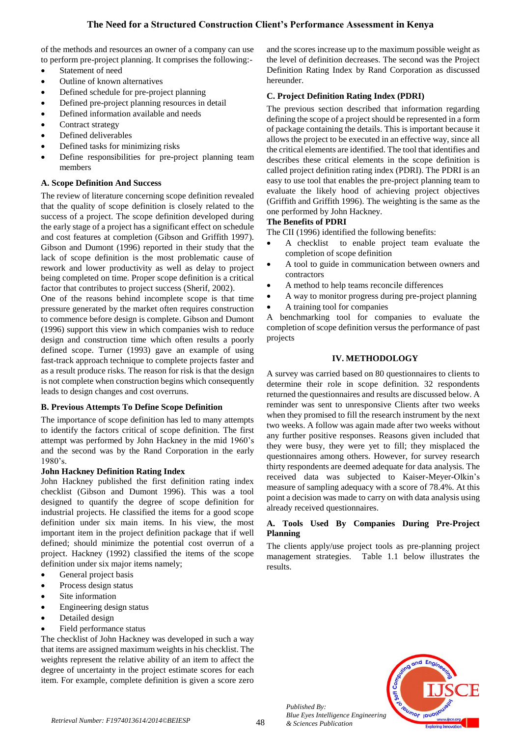of the methods and resources an owner of a company can use to perform pre-project planning. It comprises the following:-

- Statement of need
- Outline of known alternatives
- Defined schedule for pre-project planning
- Defined pre-project planning resources in detail
- Defined information available and needs
- Contract strategy
- Defined deliverables
- Defined tasks for minimizing risks
- Define responsibilities for pre-project planning team members

### A. Scope Definition And Success

The review of literature concerning scope definition revealed that the quality of scope definition is closely related to the success of a project. The scope definition developed during the early stage of a project has a significant effect on schedule and cost features at completion (Gibson and Griffith 1997). Gibson and Dumont (1996) reported in their study that the lack of scope definition is the most problematic cause of rework and lower productivity as well as delay to project being completed on time. Proper scope definition is a critical factor that contributes to project success (Sherif, 2002).

One of the reasons behind incomplete scope is that time pressure generated by the market often requires construction to commence before design is complete. Gibson and Dumont (1996) support this view in which companies wish to reduce design and construction time which often results a poorly defined scope. Turner (1993) gave an example of using fast-track approach technique to complete projects faster and as a result produce risks. The reason for risk is that the design is not complete when construction begins which consequently leads to design changes and cost overruns.

### B. Previous Attempts To Define Scope Definition

The importance of scope definition has led to many attempts to identify the factors critical of scope definition. The first attempt was performed by John Hackney in the mid 1960's and the second was by the Rand Corporation in the early 1980's.

**John Hackney Definition Rating Index**

John Hackney published the first definition rating index checklist (Gibson and Dumont 1996). This was a tool designed to quantify the degree of scope definition for industrial projects. He classified the items for a good scope definition under six main items. In his view, the most important item in the project definition package that if well defined; should minimize the potential cost overrun of a project. Hackney (1992) classified the items of the scope definition under six major items namely;

- General project basis
- Process design status
- Site information
- Engineering design status
- Detailed design
- Field performance status

The checklist of John Hackney was developed in such a way that items are assigned maximum weights in his checklist. The weights represent the relative ability of an item to affect the degree of uncertainty in the project estimate scores for each item. For example, complete definition is given a score zero and the scores increase up to the maximum possible weight as the level of definition decreases. The second was the Project Definition Rating Index by Rand Corporation as discussed hereunder.

### C. Project Definition Rating Index (PDRI)

The previous section described that information regarding defining the scope of a project should be represented in a form of package containing the details. This is important because it allows the project to be executed in an effective way, since all the critical elements are identified. The tool that identifies and describes these critical elements in the scope definition is called project definition rating index (PDRI). The PDRI is an easy to use tool that enables the pre-project planning team to evaluate the likely hood of achieving project objectives (Griffith and Griffith 1996). The weighting is the same as the one performed by John Hackney.

**The Benefits of PDRI**

The CII (1996) identified the following benefits:

- A checklist to enable project team evaluate the completion of scope definition
- A tool to guide in communication between owners and contractors
- A method to help teams reconcile differences
- A way to monitor progress during pre-project planning
- A training tool for companies

A benchmarking tool for companies to evaluate the completion of scope definition versus the performance of past projects

## IV. METHODOLOGY

A survey was carried based on 80 questionnaires to clients to determine their role in scope definition. 32 respondents returned the questionnaires and results are discussed below. A reminder was sent to unresponsive Clients after two weeks when they promised to fill the research instrument by the next two weeks. A follow was again made after two weeks without any further positive responses. Reasons given included that they were busy, they were yet to fill; they misplaced the questionnaires among others. However, for survey research thirty respondents are deemed adequate for data analysis. The received data was subjected to Kaiser-Meyer-Olkin's measure of sampling adequacy with a score of 78.4%. At this point a decision was made to carry on with data analysis using already received questionnaires.

### A. Tools Used By Companies During Pre-Project Planning

The clients apply/use project tools as pre-planning project management strategies. Table 1.1 below illustrates the results.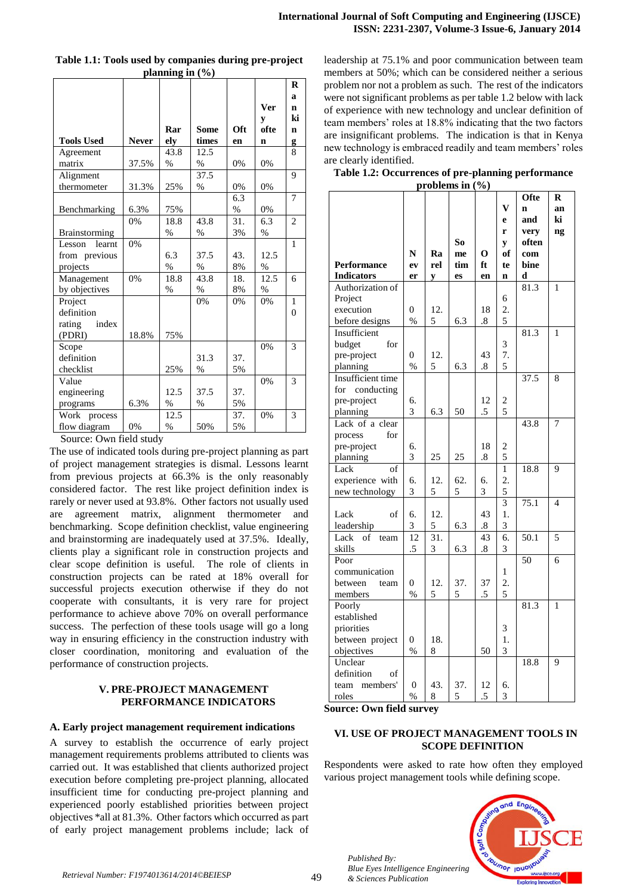**Table 1.1: Tools used by companies during pre-project planning in (%)**

| Tools Used | Never | Rarely | Sometimes | Often | Very often | Ranking |
|---|---|---|---|---|---|---|
| Agreement matrix | 37.5% | 43.8 % | 12.5 % | 0% | 0% | 8 |
| Alignment thermometer | 31.3% | 25% | 37.5 % | 0% | 0% | 9 |
| Benchmarking | 6.3% | 75% | | 6.3 % | 0% | 7 |
| Brainstorming | 0% | 18.8 % | 43.8 % | 31.3% | 6.3 % | 2 |
| Lesson learnt from previous projects | 0% | 6.3 % | 37.5 % | 43.8% | 12.5 % | 1 |
| Management by objectives | 0% | 18.8 % | 43.8 % | 18.8% | 12.5 % | 6 |
| Project definition rating index (PDRI) | 18.8% | 75% | 0% | 0% | 0% | 10 |
| Scope definition checklist | | 25% | 31.3 % | 37.5% | 0% | 3 |
| Value engineering programs | 6.3% | 12.5 % | 37.5 % | 37.5% | 0% | 3 |
| Work process flow diagram | 0% | 12.5 % | 50% | 37.5% | 0% | 3 |

Source: Own field study

The use of indicated tools during pre-project planning as part of project management strategies is dismal. Lessons learnt from previous projects at 66.3% is the only reasonably considered factor. The rest like project definition index is rarely or never used at 93.8%. Other factors not usually used are agreement matrix, alignment thermometer and benchmarking. Scope definition checklist, value engineering and brainstorming are inadequately used at 37.5%. Ideally, clients play a significant role in construction projects and clear scope definition is useful. The role of clients in construction projects can be rated at 18% overall for successful projects execution otherwise if they do not cooperate with consultants, it is very rare for project performance to achieve above 70% on overall performance success. The perfection of these tools usage will go a long way in ensuring efficiency in the construction industry with closer coordination, monitoring and evaluation of the performance of construction projects.

## V. PRE-PROJECT MANAGEMENT PERFORMANCE INDICATORS

### A. Early project management requirement indications

A survey to establish the occurrence of early project management requirements problems attributed to clients was carried out. It was established that clients authorized project execution before completing pre-project planning, allocated insufficient time for conducting pre-project planning and experienced poorly established priorities between project objectives *all at 81.3%. Other factors which occurred as part of early project management problems include; lack of leadership at 75.1% and poor communication between team members at 50%; which can be considered neither a serious problem nor not a problem as such. The rest of the indicators were not significant problems as per table 1.2 below with lack of experience with new technology and unclear definition of team members' roles at 18.8% indicating that the two factors are insignificant problems. The indication is that in Kenya new technology is embraced readily and team members' roles are clearly identified.

**Table 1.2: Occurrences of pre-planning performance problems in (%)**

| Performance Indicators | Never | Rarely | Sometimes | Often | Very often | Often and very often combined | Ranking |
|---|---|---|---|---|---|---|---|
| Authorization of Project execution before designs | 0 % | 12.5 | 6.3 | 18.8 | 62.5 | 81.3 | 1 |
| Insufficient budget for pre-project planning | 0 % | 12.5 | 6.3 | 43.8 | 37.5 | 81.3 | 1 |
| Insufficient time for conducting pre-project planning | 6.3 | 6.3 | 50 | 12.5 | 25 | 37.5 | 8 |
| Lack of a clear process for pre-project planning | 6.3 | 25 | 25 | 18.8 | 25 | 43.8 | 7 |
| Lack of experience with new technology | 6.3 | 12.5 | 62.5 | 6.3 | 12.5 | 18.8 | 9 |
| Lack of leadership | 6.3 | 12.5 | 6.3 | 43.8 | 31.3 | 75.1 | 4 |
| Lack of team skills | 12.5 | 31.3 | 6.3 | 43.8 | 6.3 | 50.1 | 5 |
| Poor communication between team members | 0 % | 12.5 | 37.5 | 37.5 | 12.5 | 50 | 6 |
| Poorly established priorities between project objectives | 0 % | 18.8 | | 50 | 31.3 | 81.3 | 1 |
| Unclear definition of team members' roles | 0 % | 43.8 | 37.5 | 12.5 | 6.3 | 18.8 | 9 |

**Source: Own field survey**

## VI. USE OF PROJECT MANAGEMENT TOOLS IN SCOPE DEFINITION

Respondents were asked to rate how often they employed various project management tools while defining scope.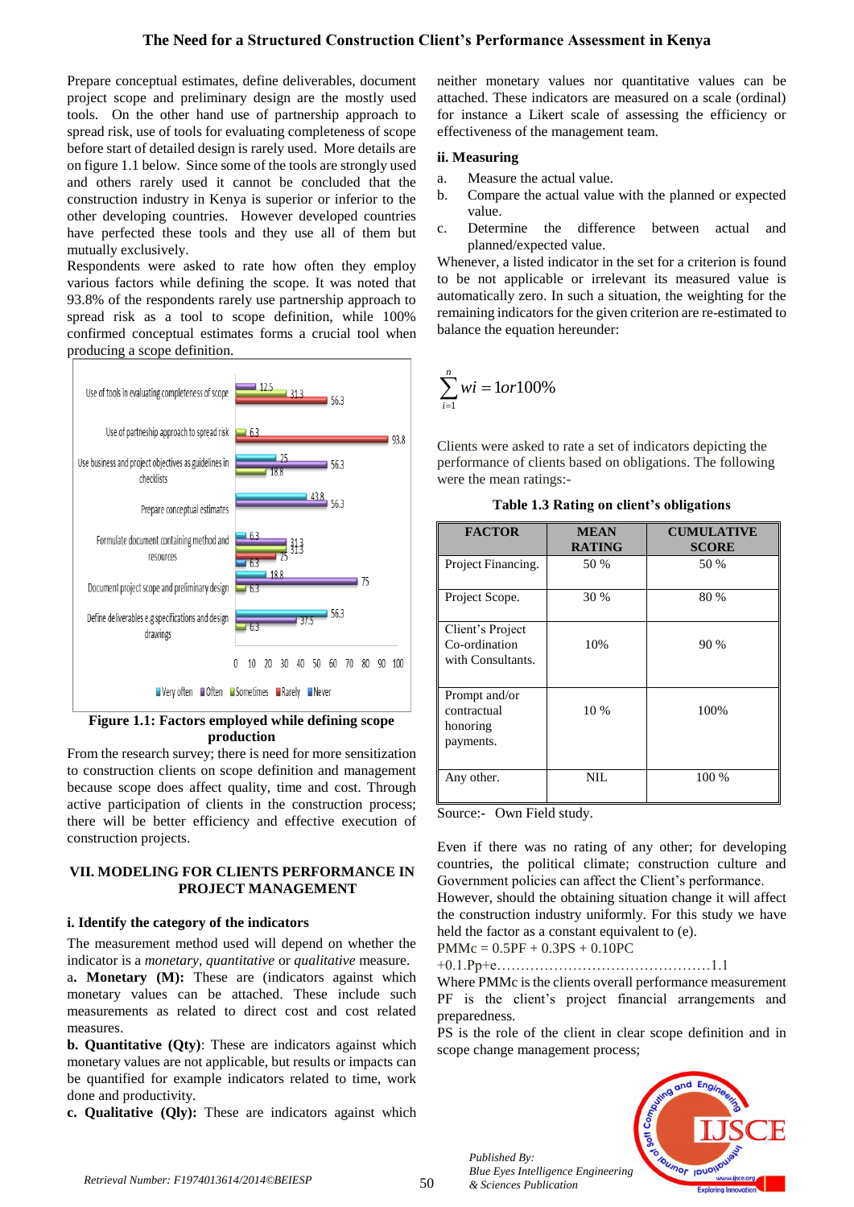Prepare conceptual estimates, define deliverables, document project scope and preliminary design are the mostly used tools. On the other hand use of partnership approach to spread risk, use of tools for evaluating completeness of scope before start of detailed design is rarely used. More details are on figure 1.1 below. Since some of the tools are strongly used and others rarely used it cannot be concluded that the construction industry in Kenya is superior or inferior to the other developing countries. However developed countries have perfected these tools and they use all of them but mutually exclusively.

Respondents were asked to rate how often they employ various factors while defining the scope. It was noted that 93.8% of the respondents rarely use partnership approach to spread risk as a tool to scope definition, while 100% confirmed conceptual estimates forms a crucial tool when producing a scope definition.

**Figure 1.1: Factors employed while defining scope production**

From the research survey; there is need for more sensitization to construction clients on scope definition and management because scope does affect quality, time and cost. Through active participation of clients in the construction process; there will be better efficiency and effective execution of construction projects.

## VII. MODELING FOR CLIENTS PERFORMANCE IN PROJECT MANAGEMENT

### i. Identify the category of the indicators

The measurement method used will depend on whether the indicator is a *monetary, quantitative* or *qualitative* measure.

a**. Monetary (M):** These are (indicators against which monetary values can be attached. These include such measurements as related to direct cost and cost related measures.

**b. Quantitative (Qty)**: These are indicators against which monetary values are not applicable, but results or impacts can be quantified for example indicators related to time, work done and productivity.

**c. Qualitative (Qly):** These are indicators against which neither monetary values nor quantitative values can be attached. These indicators are measured on a scale (ordinal) for instance a Likert scale of assessing the efficiency or effectiveness of the management team.

### ii. Measuring

a. Measure the actual value.
b. Compare the actual value with the planned or expected value.
c. Determine the difference between actual and planned/expected value.

Whenever, a listed indicator in the set for a criterion is found to be not applicable or irrelevant its measured value is automatically zero. In such a situation, the weighting for the remaining indicators for the given criterion are re-estimated to balance the equation hereunder:

$$\sum_{i=1}^{n} wi = 1 or 100\%$$

Clients were asked to rate a set of indicators depicting the performance of clients based on obligations. The following were the mean ratings:-

**Table 1.3 Rating on client's obligations**

| FACTOR | MEAN RATING | CUMULATIVE SCORE |
|---|---|---|
| Project Financing. | 50 % | 50 % |
| Project Scope. | 30 % | 80 % |
| Client's Project Co-ordination with Consultants. | 10% | 90 % |
| Prompt and/or contractual honoring payments. | 10 % | 100% |
| Any other. | NIL | 100 % |

Source:- Own Field study.

Even if there was no rating of any other; for developing countries, the political climate; construction culture and Government policies can affect the Client's performance. However, should the obtaining situation change it will affect the construction industry uniformly. For this study we have held the factor as a constant equivalent to (e).

PMMc = 0.5PF + 0.3PS + 0.10PC +0.1.Pp+e……………………………………1.1

Where PMMc is the clients overall performance measurement

PF is the client's project financial arrangements and preparedness.

PS is the role of the client in clear scope definition and in scope change management process;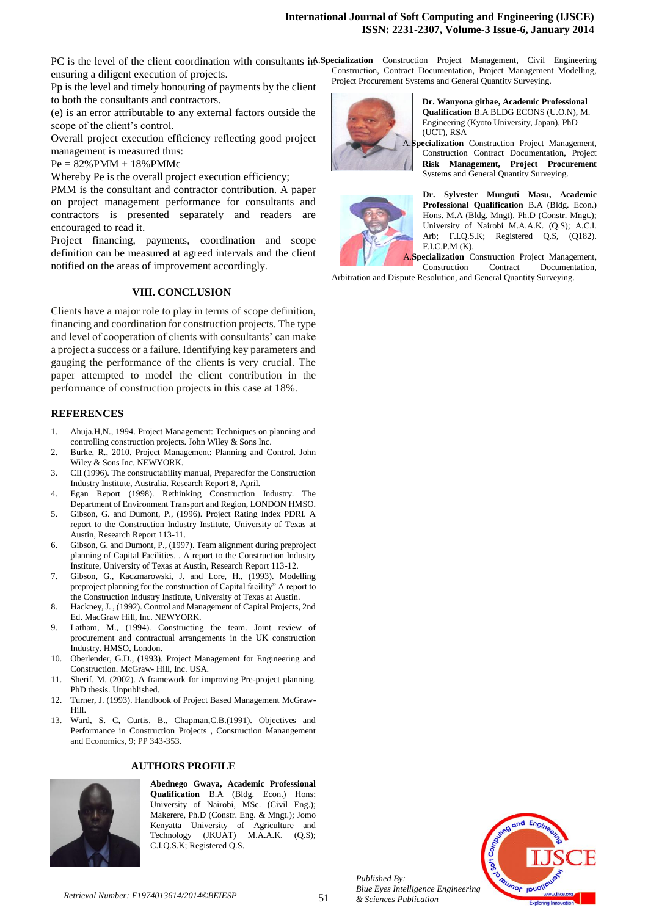PC is the level of the client coordination with consultants in ensuring a diligent execution of projects.

Pp is the level and timely honouring of payments by the client to both the consultants and contractors.

(e) is an error attributable to any external factors outside the scope of the client's control.

Overall project execution efficiency reflecting good project management is measured thus:

$$Pe = 82\%PMM + 18\%PMMc$$

Whereby Pe is the overall project execution efficiency;

PMM is the consultant and contractor contribution. A paper on project management performance for consultants and contractors is presented separately and readers are encouraged to read it.

Project financing, payments, coordination and scope definition can be measured at agreed intervals and the client notified on the areas of improvement accordingly.

## VIII. CONCLUSION

Clients have a major role to play in terms of scope definition, financing and coordination for construction projects. The type and level of cooperation of clients with consultants' can make a project a success or a failure. Identifying key parameters and gauging the performance of the clients is very crucial. The paper attempted to model the client contribution in the performance of construction projects in this case at 18%.

## REFERENCES

1. Ahuja,H,N., 1994. Project Management: Techniques on planning and controlling construction projects. John Wiley & Sons Inc.
2. Burke, R., 2010. Project Management: Planning and Control. John Wiley & Sons Inc. NEWYORK.
3. CII (1996). The constructability manual, Preparedfor the Construction Industry Institute, Australia. Research Report 8, April.
4. Egan Report (1998). Rethinking Construction Industry. The Department of Environment Transport and Region, LONDON HMSO.
5. Gibson, G. and Dumont, P., (1996). Project Rating Index PDRI. A report to the Construction Industry Institute, University of Texas at Austin, Research Report 113-11.
6. Gibson, G. and Dumont, P., (1997). Team alignment during preproject planning of Capital Facilities. . A report to the Construction Industry Institute, University of Texas at Austin, Research Report 113-12.
7. Gibson, G., Kaczmarowski, J. and Lore, H., (1993). Modelling preproject planning for the construction of Capital facility" A report to the Construction Industry Institute, University of Texas at Austin.
8. Hackney, J. , (1992). Control and Management of Capital Projects, 2nd Ed. MacGraw Hill, Inc. NEWYORK.
9. Latham, M., (1994). Constructing the team. Joint review of procurement and contractual arrangements in the UK construction Industry. HMSO, London.
10. Oberlender, G.D., (1993). Project Management for Engineering and Construction. McGraw- Hill, Inc. USA.
11. Sherif, M. (2002). A framework for improving Pre-project planning. PhD thesis. Unpublished.
12. Turner, J. (1993). Handbook of Project Based Management McGraw-Hill.
13. Ward, S. C, Curtis, B., Chapman,C.B.(1991). Objectives and Performance in Construction Projects , Construction Manangement and Economics, 9; PP 343-353.

## AUTHORS PROFILE

**Abednego Gwaya, Academic Professional Qualification** B.A (Bldg. Econ.) Hons; University of Nairobi, MSc. (Civil Eng.); Makerere, Ph.D (Constr. Eng. & Mngt.); Jomo Kenyatta University of Agriculture and Technology (JKUAT) M.A.A.K. (Q.S); C.I.Q.S.K; Registered Q.S.

A.**Specialization** Construction Project Management, Civil Engineering Construction, Contract Documentation, Project Management Modelling, Project Procurement Systems and General Quantity Surveying.

**Dr. Wanyona githae, Academic Professional Qualification** B.A BLDG ECONS (U.O.N), M. Engineering (Kyoto University, Japan), PhD (UCT), RSA

A.**Specialization** Construction Project Management, Construction Contract Documentation, Project **Risk Management, Project Procurement** Systems and General Quantity Surveying.

**Dr. Sylvester Munguti Masu, Academic Professional Qualification** B.A (Bldg. Econ.) Hons. M.A (Bldg. Mngt). Ph.D (Constr. Mngt.); University of Nairobi M.A.A.K. (Q.S); A.C.I. Arb; F.I.Q.S.K; Registered Q.S, (Q182). F.I.C.P.M (K).

A.**Specialization** Construction Project Management, Construction Contract Documentation, Arbitration and Dispute Resolution, and General Quantity Surveying.